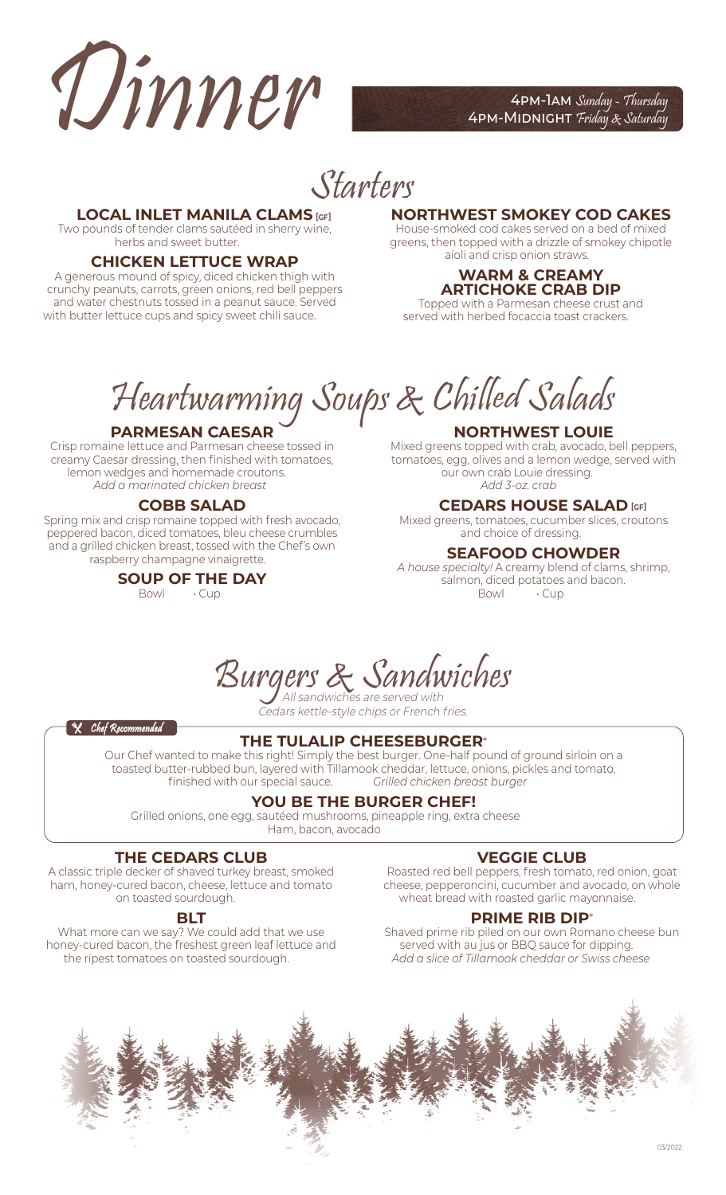# Dinner

4PM-1AM *Sunday - Thursday*
4PM-MIDNIGHT *Friday & Saturday*

## Starters

### LOCAL INLET MANILA CLAMS [GF]

Two pounds of tender clams sautéed in sherry wine, herbs and sweet butter.

### CHICKEN LETTUCE WRAP

A generous mound of spicy, diced chicken thigh with crunchy peanuts, carrots, green onions, red bell peppers and water chestnuts tossed in a peanut sauce. Served with butter lettuce cups and spicy sweet chili sauce.

### NORTHWEST SMOKEY COD CAKES

House-smoked cod cakes served on a bed of mixed greens, then topped with a drizzle of smokey chipotle aioli and crisp onion straws.

### WARM & CREAMY ARTICHOKE CRAB DIP

Topped with a Parmesan cheese crust and served with herbed focaccia toast crackers.

## Heartwarming Soups & Chilled Salads

### PARMESAN CAESAR

Crisp romaine lettuce and Parmesan cheese tossed in creamy Caesar dressing, then finished with tomatoes, lemon wedges and homemade croutons.
*Add a marinated chicken breast*

### COBB SALAD

Spring mix and crisp romaine topped with fresh avocado, peppered bacon, diced tomatoes, bleu cheese crumbles and a grilled chicken breast, tossed with the Chef's own raspberry champagne vinaigrette.

### SOUP OF THE DAY

Bowl · Cup

### NORTHWEST LOUIE

Mixed greens topped with crab, avocado, bell peppers, tomatoes, egg, olives and a lemon wedge, served with our own crab Louie dressing.
*Add 3-oz. crab*

### CEDARS HOUSE SALAD [GF]

Mixed greens, tomatoes, cucumber slices, croutons and choice of dressing.

### SEAFOOD CHOWDER

*A house specialty!* A creamy blend of clams, shrimp, salmon, diced potatoes and bacon.
Bowl · Cup

## Burgers & Sandwiches

*All sandwiches are served with Cedars kettle-style chips or French fries.*

*Chef Recommended*

### THE TULALIP CHEESEBURGER*

Our Chef wanted to make this right! Simply the best burger. One-half pound of ground sirloin on a toasted butter-rubbed bun, layered with Tillamook cheddar, lettuce, onions, pickles and tomato, finished with our special sauce. *Grilled chicken breast burger*

### YOU BE THE BURGER CHEF!

Grilled onions, one egg, sautéed mushrooms, pineapple ring, extra cheese
Ham, bacon, avocado

### THE CEDARS CLUB

A classic triple decker of shaved turkey breast, smoked ham, honey-cured bacon, cheese, lettuce and tomato on toasted sourdough.

### BLT

What more can we say? We could add that we use honey-cured bacon, the freshest green leaf lettuce and the ripest tomatoes on toasted sourdough.

### VEGGIE CLUB

Roasted red bell peppers, fresh tomato, red onion, goat cheese, pepperoncini, cucumber and avocado, on whole wheat bread with roasted garlic mayonnaise.

### PRIME RIB DIP*

Shaved prime rib piled on our own Romano cheese bun served with au jus or BBQ sauce for dipping.
*Add a slice of Tillamook cheddar or Swiss cheese*

03/2022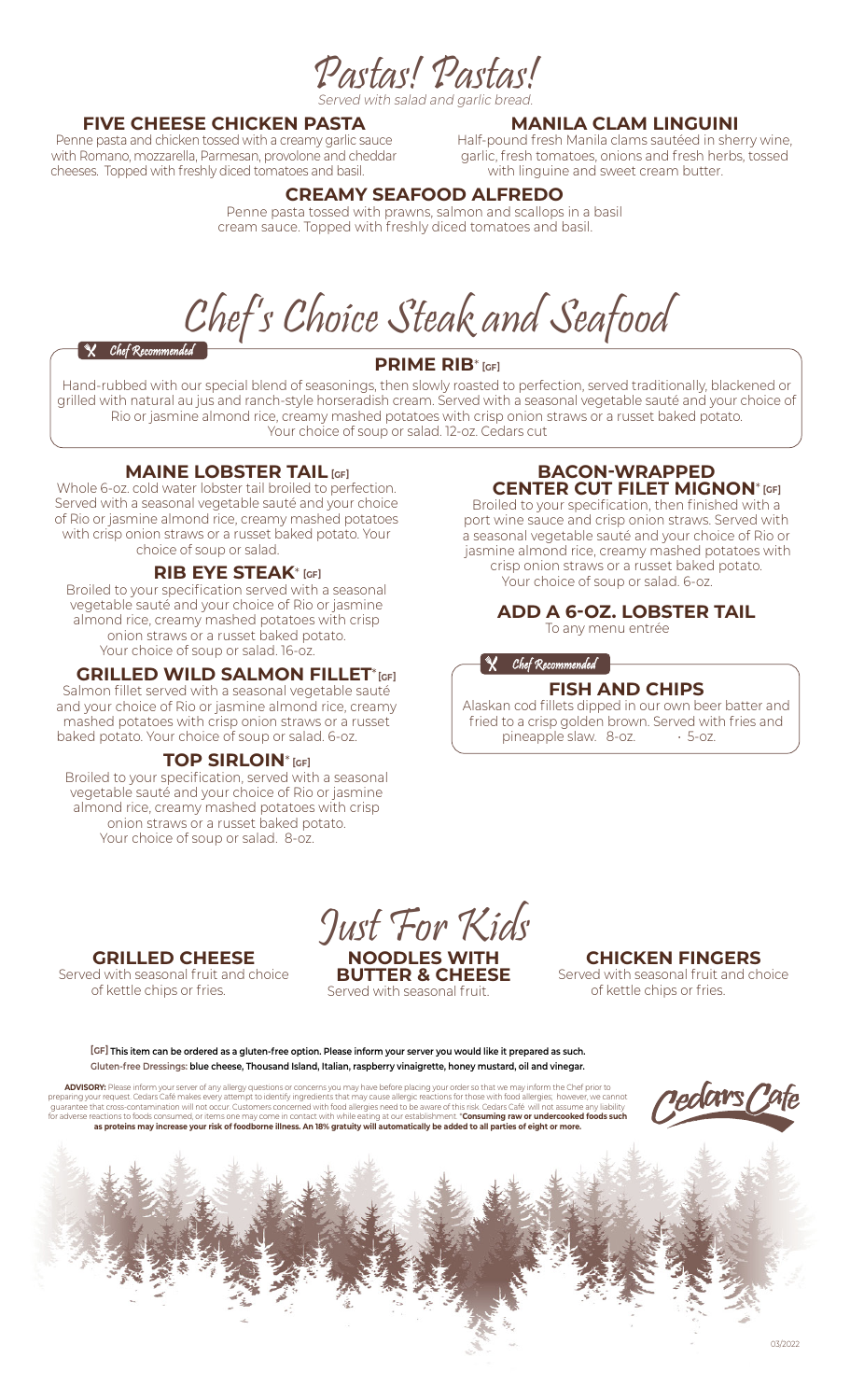# Pastas! Pastas!

*Served with salad and garlic bread.*

### FIVE CHEESE CHICKEN PASTA

Penne pasta and chicken tossed with a creamy garlic sauce with Romano, mozzarella, Parmesan, provolone and cheddar cheeses. Topped with freshly diced tomatoes and basil.

### MANILA CLAM LINGUINI

Half-pound fresh Manila clams sautéed in sherry wine, garlic, fresh tomatoes, onions and fresh herbs, tossed with linguine and sweet cream butter.

### CREAMY SEAFOOD ALFREDO

Penne pasta tossed with prawns, salmon and scallops in a basil cream sauce. Topped with freshly diced tomatoes and basil.

# Chef's Choice Steak and Seafood

*Chef Recommended*

### PRIME RIB* [GF]

Hand-rubbed with our special blend of seasonings, then slowly roasted to perfection, served traditionally, blackened or grilled with natural au jus and ranch-style horseradish cream. Served with a seasonal vegetable sauté and your choice of Rio or jasmine almond rice, creamy mashed potatoes with crisp onion straws or a russet baked potato. Your choice of soup or salad. 12-oz. Cedars cut

### MAINE LOBSTER TAIL [GF]

Whole 6-oz. cold water lobster tail broiled to perfection. Served with a seasonal vegetable sauté and your choice of Rio or jasmine almond rice, creamy mashed potatoes with crisp onion straws or a russet baked potato. Your choice of soup or salad.

### RIB EYE STEAK* [GF]

Broiled to your specification served with a seasonal vegetable sauté and your choice of Rio or jasmine almond rice, creamy mashed potatoes with crisp onion straws or a russet baked potato. Your choice of soup or salad. 16-oz.

### GRILLED WILD SALMON FILLET* [GF]

Salmon fillet served with a seasonal vegetable sauté and your choice of Rio or jasmine almond rice, creamy mashed potatoes with crisp onion straws or a russet baked potato. Your choice of soup or salad. 6-oz.

### TOP SIRLOIN* [GF]

Broiled to your specification, served with a seasonal vegetable sauté and your choice of Rio or jasmine almond rice, creamy mashed potatoes with crisp onion straws or a russet baked potato. Your choice of soup or salad. 8-oz.

### BACON-WRAPPED CENTER CUT FILET MIGNON* [GF]

Broiled to your specification, then finished with a port wine sauce and crisp onion straws. Served with a seasonal vegetable sauté and your choice of Rio or jasmine almond rice, creamy mashed potatoes with crisp onion straws or a russet baked potato. Your choice of soup or salad. 6-oz.

### ADD A 6-OZ. LOBSTER TAIL

To any menu entrée

*Chef Recommended*

### FISH AND CHIPS

Alaskan cod fillets dipped in our own beer batter and fried to a crisp golden brown. Served with fries and pineapple slaw. 8-oz. · 5-oz.

# Just For Kids

### GRILLED CHEESE

Served with seasonal fruit and choice of kettle chips or fries.

### NOODLES WITH BUTTER & CHEESE

Served with seasonal fruit.

### CHICKEN FINGERS

Served with seasonal fruit and choice of kettle chips or fries.

**[GF] This item can be ordered as a gluten-free option. Please inform your server you would like it prepared as such.**
**Gluten-free Dressings:** blue cheese, Thousand Island, Italian, raspberry vinaigrette, honey mustard, oil and vinegar.

**ADVISORY:** Please inform your server of any allergy questions or concerns you may have before placing your order so that we may inform the Chef prior to preparing your request. Cedars Café makes every attempt to identify ingredients that may cause allergic reactions for those with food allergies; however, we cannot guarantee that cross-contamination will not occur. Customers concerned with food allergies need to be aware of this risk. Cedars Café will not assume any liability for adverse reactions to foods consumed, or items one may come in contact with while eating at our establishment. ***Consuming raw or undercooked foods such as proteins may increase your risk of foodborne illness. An 18% gratuity will automatically be added to all parties of eight or more.**

Cedars Café

03/2022